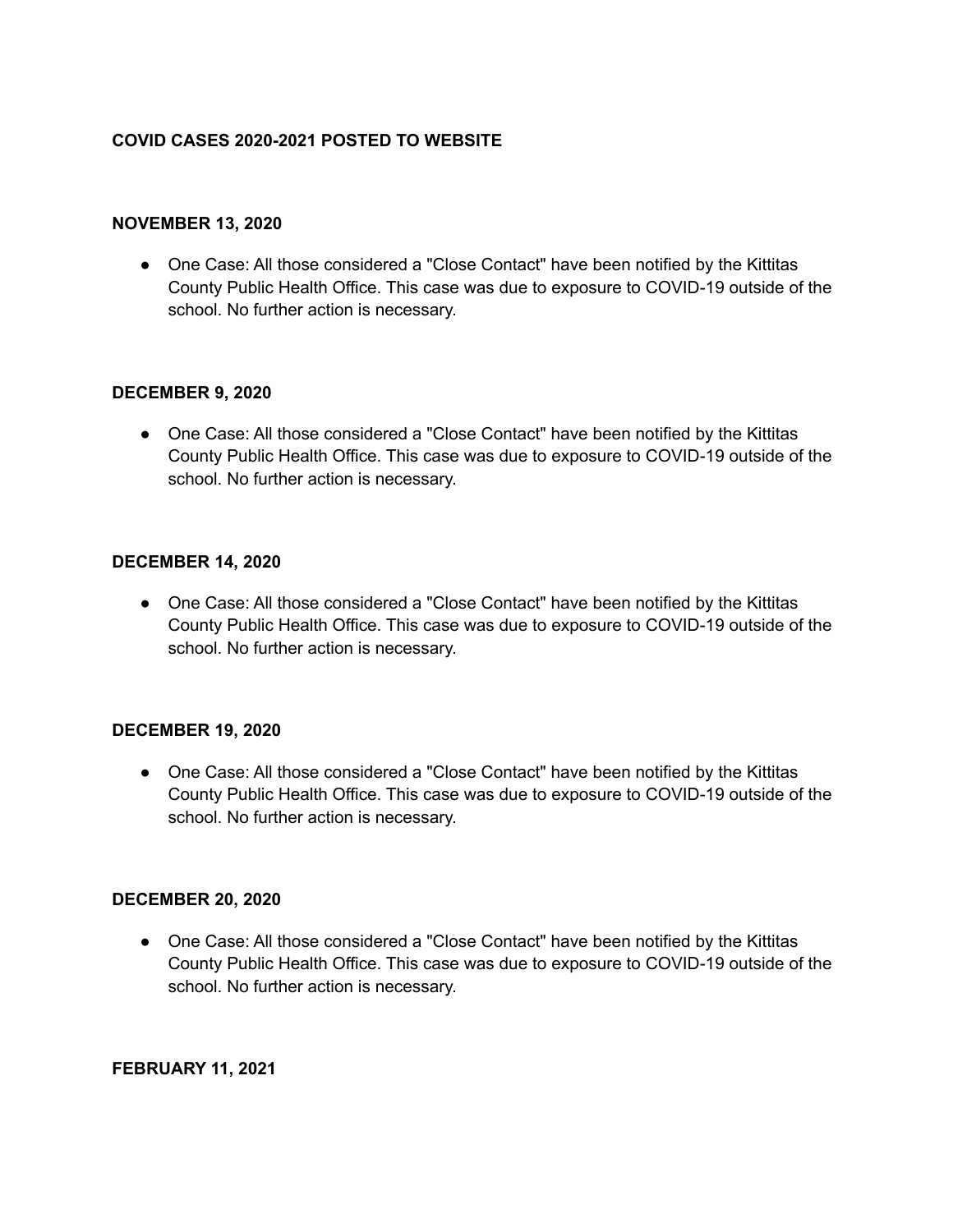**COVID CASES 2020-2021 POSTED TO WEBSITE**

**NOVEMBER 13, 2020**

- One Case: All those considered a "Close Contact" have been notified by the Kittitas County Public Health Office. This case was due to exposure to COVID-19 outside of the school. No further action is necessary.

**DECEMBER 9, 2020**

- One Case: All those considered a "Close Contact" have been notified by the Kittitas County Public Health Office. This case was due to exposure to COVID-19 outside of the school. No further action is necessary.

**DECEMBER 14, 2020**

- One Case: All those considered a "Close Contact" have been notified by the Kittitas County Public Health Office. This case was due to exposure to COVID-19 outside of the school. No further action is necessary.

**DECEMBER 19, 2020**

- One Case: All those considered a "Close Contact" have been notified by the Kittitas County Public Health Office. This case was due to exposure to COVID-19 outside of the school. No further action is necessary.

**DECEMBER 20, 2020**

- One Case: All those considered a "Close Contact" have been notified by the Kittitas County Public Health Office. This case was due to exposure to COVID-19 outside of the school. No further action is necessary.

**FEBRUARY 11, 2021**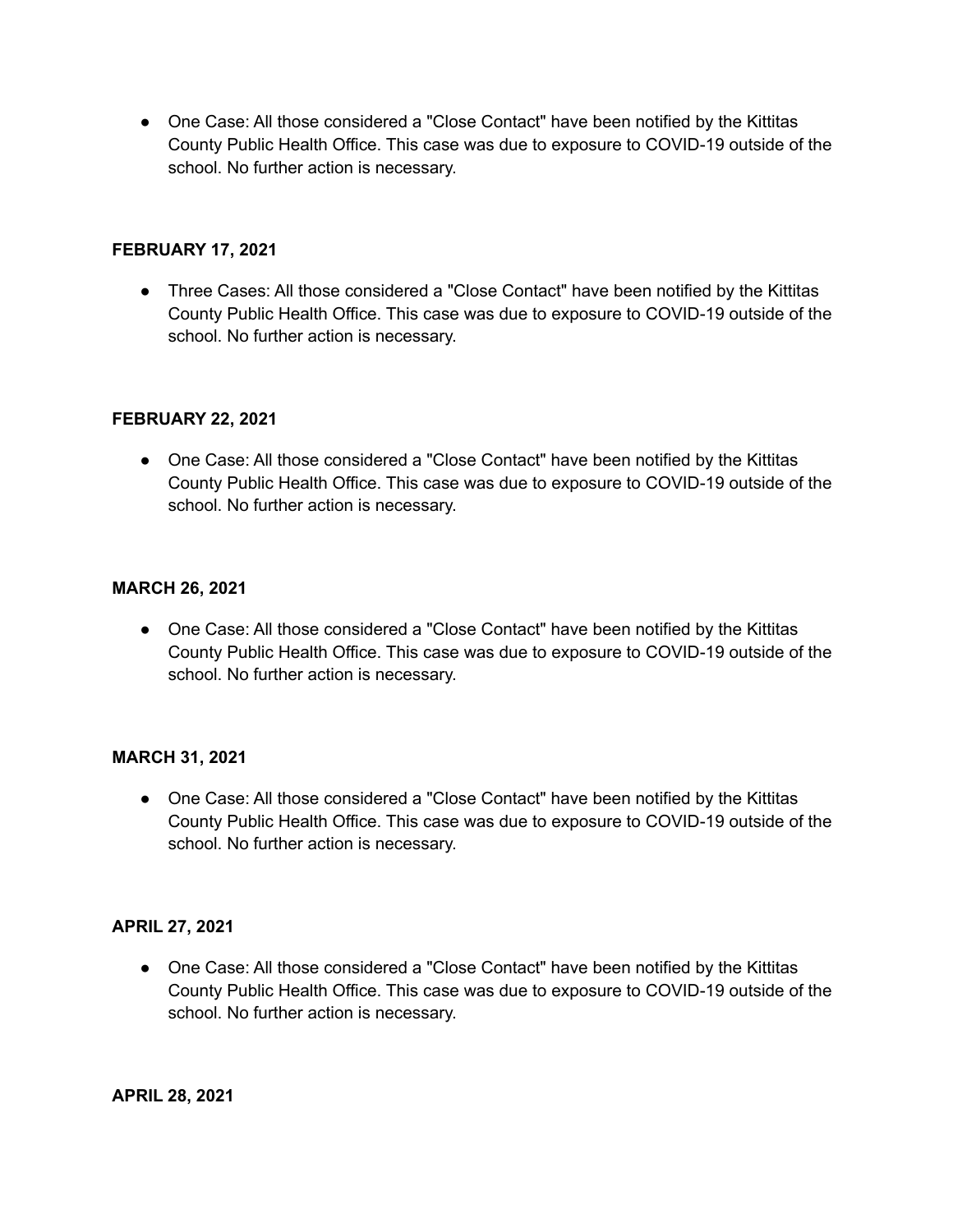- One Case: All those considered a "Close Contact" have been notified by the Kittitas County Public Health Office. This case was due to exposure to COVID-19 outside of the school. No further action is necessary.

**FEBRUARY 17, 2021**

- Three Cases: All those considered a "Close Contact" have been notified by the Kittitas County Public Health Office. This case was due to exposure to COVID-19 outside of the school. No further action is necessary.

**FEBRUARY 22, 2021**

- One Case: All those considered a "Close Contact" have been notified by the Kittitas County Public Health Office. This case was due to exposure to COVID-19 outside of the school. No further action is necessary.

**MARCH 26, 2021**

- One Case: All those considered a "Close Contact" have been notified by the Kittitas County Public Health Office. This case was due to exposure to COVID-19 outside of the school. No further action is necessary.

**MARCH 31, 2021**

- One Case: All those considered a "Close Contact" have been notified by the Kittitas County Public Health Office. This case was due to exposure to COVID-19 outside of the school. No further action is necessary.

**APRIL 27, 2021**

- One Case: All those considered a "Close Contact" have been notified by the Kittitas County Public Health Office. This case was due to exposure to COVID-19 outside of the school. No further action is necessary.

**APRIL 28, 2021**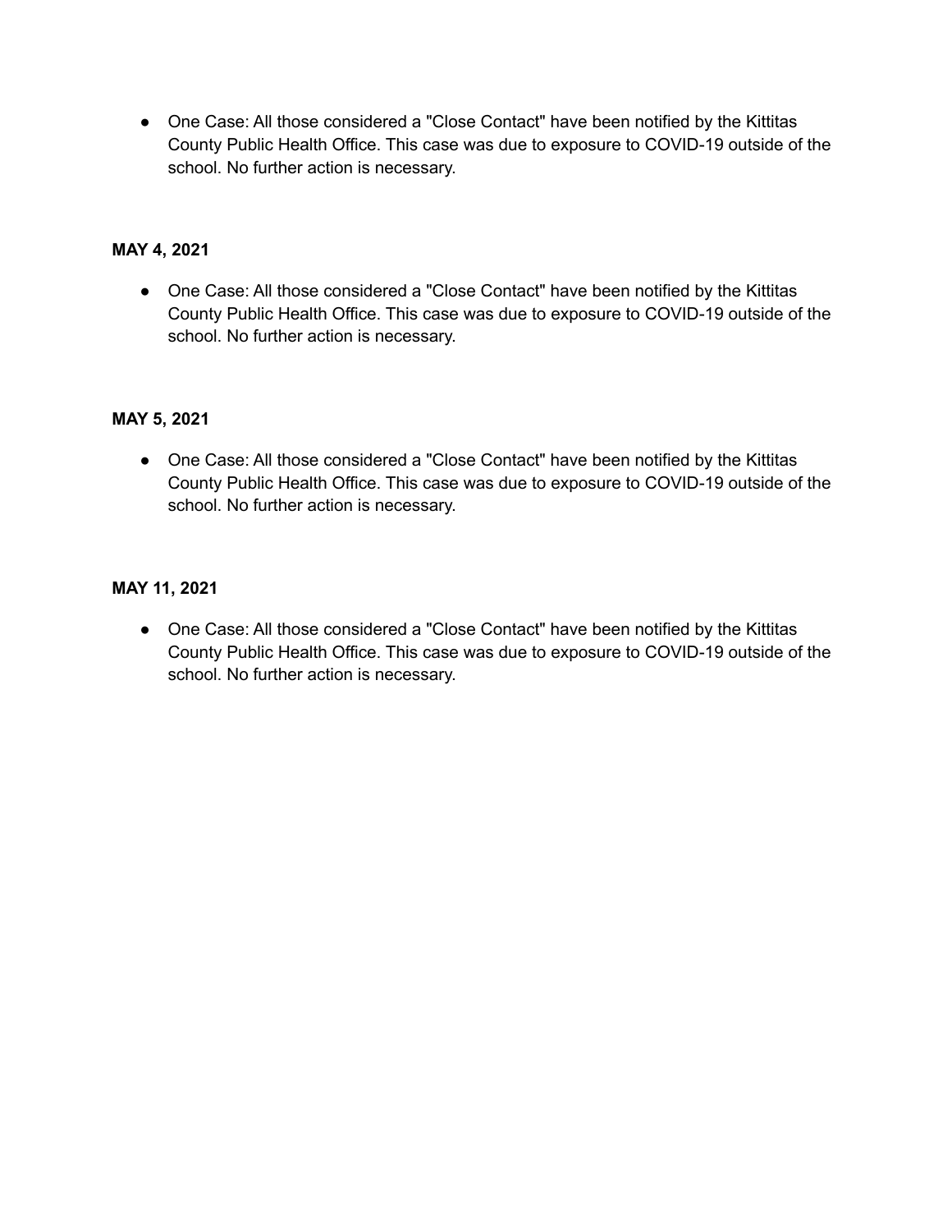- One Case: All those considered a "Close Contact" have been notified by the Kittitas County Public Health Office. This case was due to exposure to COVID-19 outside of the school. No further action is necessary.

**MAY 4, 2021**

- One Case: All those considered a "Close Contact" have been notified by the Kittitas County Public Health Office. This case was due to exposure to COVID-19 outside of the school. No further action is necessary.

**MAY 5, 2021**

- One Case: All those considered a "Close Contact" have been notified by the Kittitas County Public Health Office. This case was due to exposure to COVID-19 outside of the school. No further action is necessary.

**MAY 11, 2021**

- One Case: All those considered a "Close Contact" have been notified by the Kittitas County Public Health Office. This case was due to exposure to COVID-19 outside of the school. No further action is necessary.